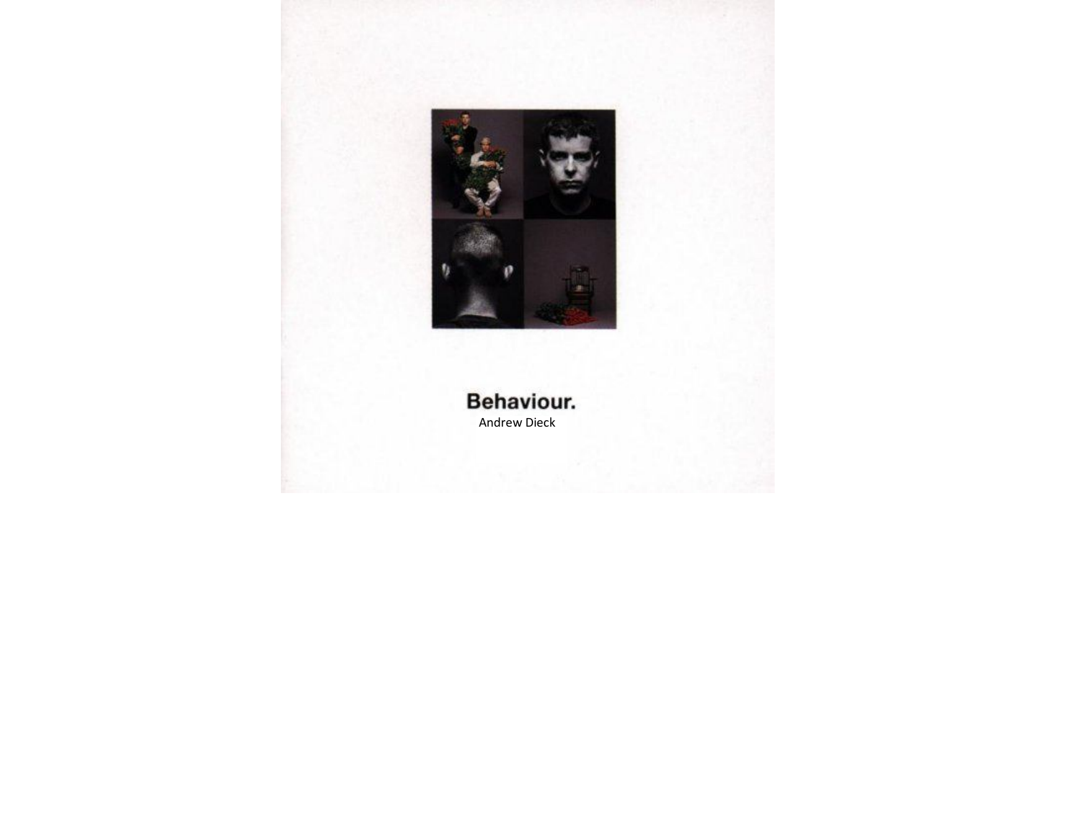# Behaviour.

Andrew Dieck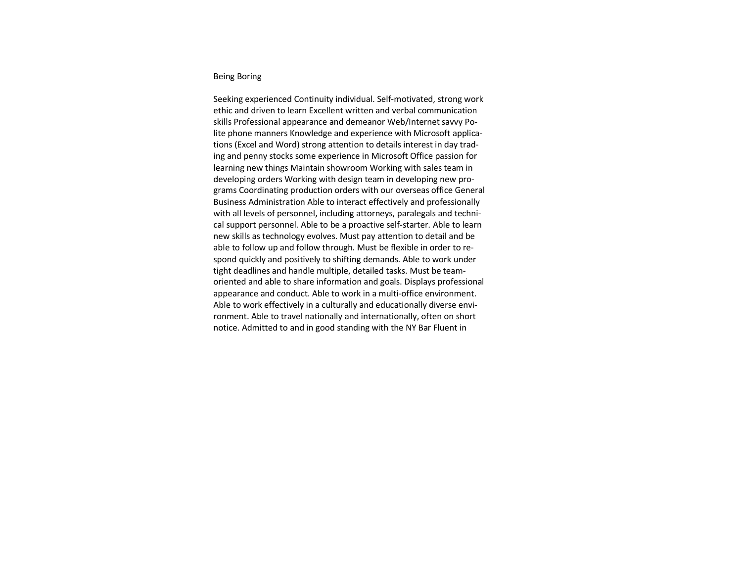Being Boring

Seeking experienced Continuity individual. Self-motivated, strong work ethic and driven to learn Excellent written and verbal communication skills Professional appearance and demeanor Web/Internet savvy Polite phone manners Knowledge and experience with Microsoft applications (Excel and Word) strong attention to details interest in day trading and penny stocks some experience in Microsoft Office passion for learning new things Maintain showroom Working with sales team in developing orders Working with design team in developing new programs Coordinating production orders with our overseas office General Business Administration Able to interact effectively and professionally with all levels of personnel, including attorneys, paralegals and technical support personnel. Able to be a proactive self-starter. Able to learn new skills as technology evolves. Must pay attention to detail and be able to follow up and follow through. Must be flexible in order to respond quickly and positively to shifting demands. Able to work under tight deadlines and handle multiple, detailed tasks. Must be team-oriented and able to share information and goals. Displays professional appearance and conduct. Able to work in a multi-office environment. Able to work effectively in a culturally and educationally diverse environment. Able to travel nationally and internationally, often on short notice. Admitted to and in good standing with the NY Bar Fluent in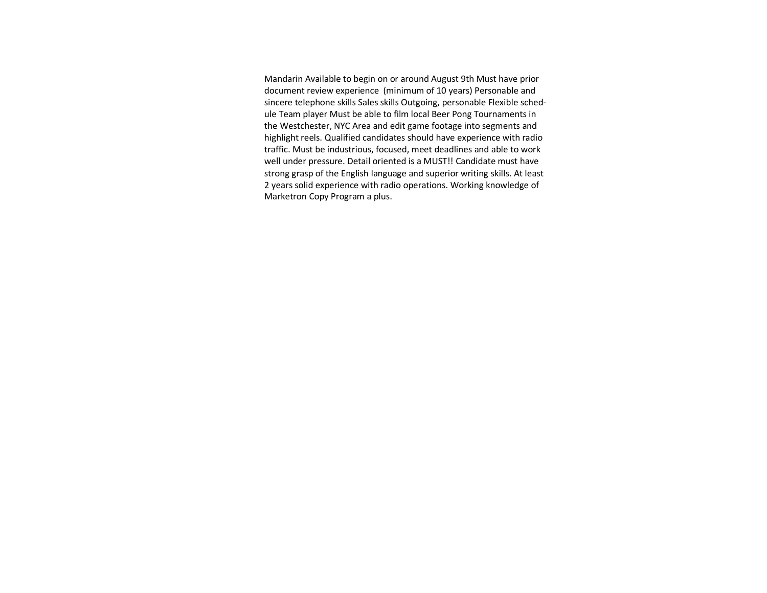Mandarin Available to begin on or around August 9th Must have prior document review experience (minimum of 10 years) Personable and sincere telephone skills Sales skills Outgoing, personable Flexible schedule Team player Must be able to film local Beer Pong Tournaments in the Westchester, NYC Area and edit game footage into segments and highlight reels. Qualified candidates should have experience with radio traffic. Must be industrious, focused, meet deadlines and able to work well under pressure. Detail oriented is a MUST!! Candidate must have strong grasp of the English language and superior writing skills. At least 2 years solid experience with radio operations. Working knowledge of Marketron Copy Program a plus.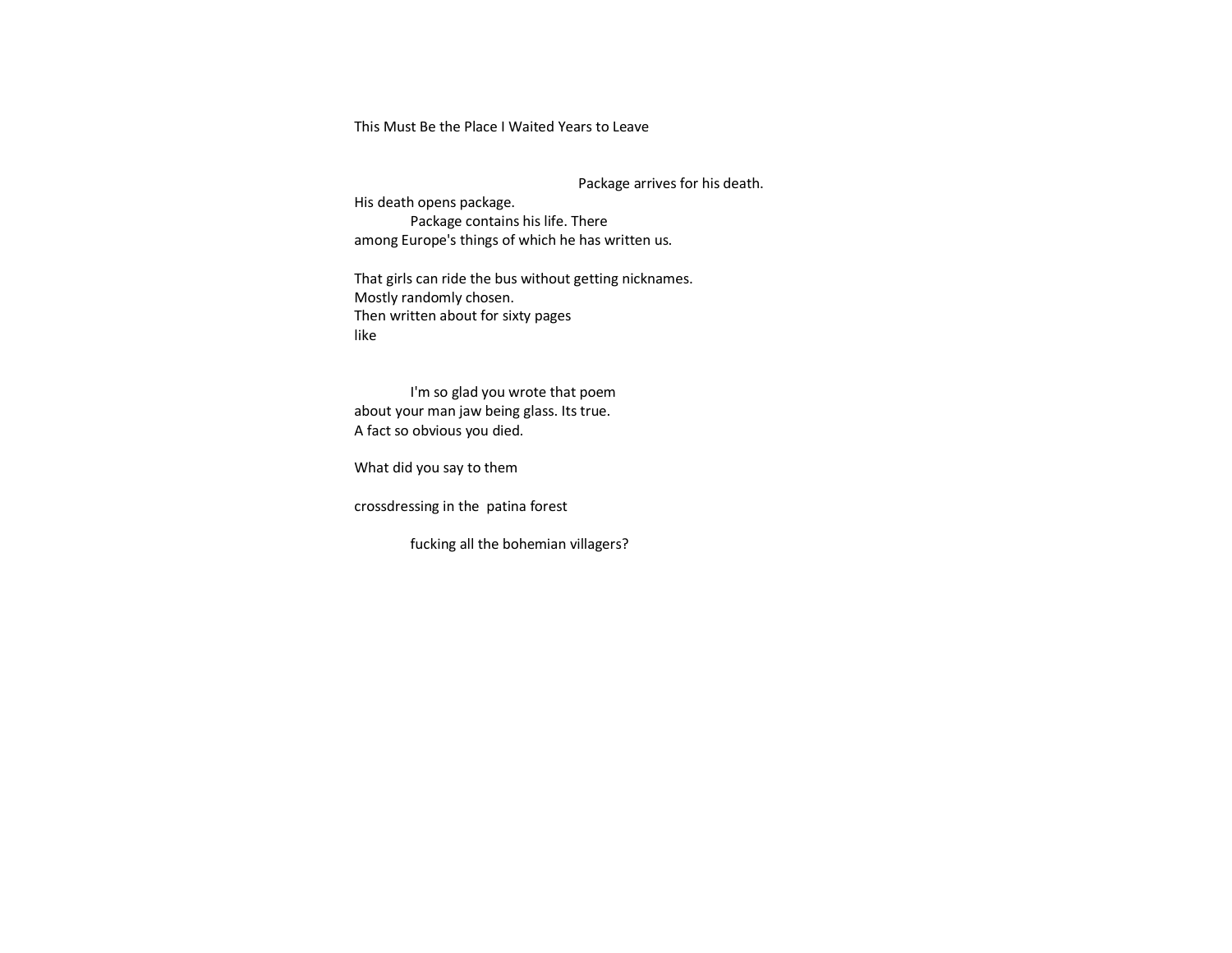This Must Be the Place I Waited Years to Leave

                                                            Package arrives for his death.
His death opens package.
          Package contains his life. There
among Europe's things of which he has written us.

That girls can ride the bus without getting nicknames.
Mostly randomly chosen.
Then written about for sixty pages
like

          I'm so glad you wrote that poem
about your man jaw being glass. Its true.
A fact so obvious you died.

What did you say to them

crossdressing in the  patina forest

          fucking all the bohemian villagers?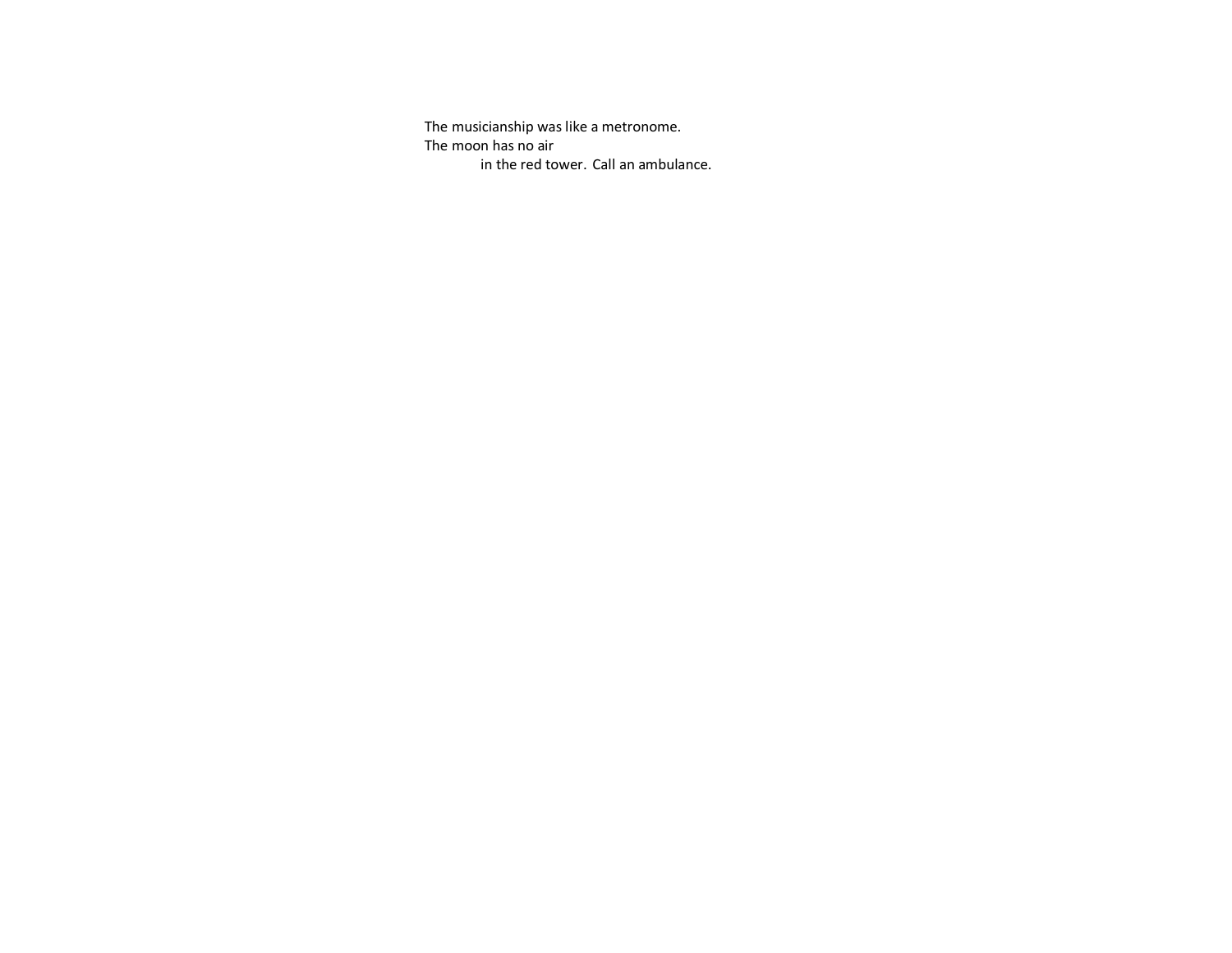The musicianship was like a metronome.
The moon has no air
&nbsp;&nbsp;&nbsp;&nbsp;&nbsp;&nbsp;&nbsp;&nbsp;&nbsp;&nbsp;&nbsp;&nbsp;in the red tower. Call an ambulance.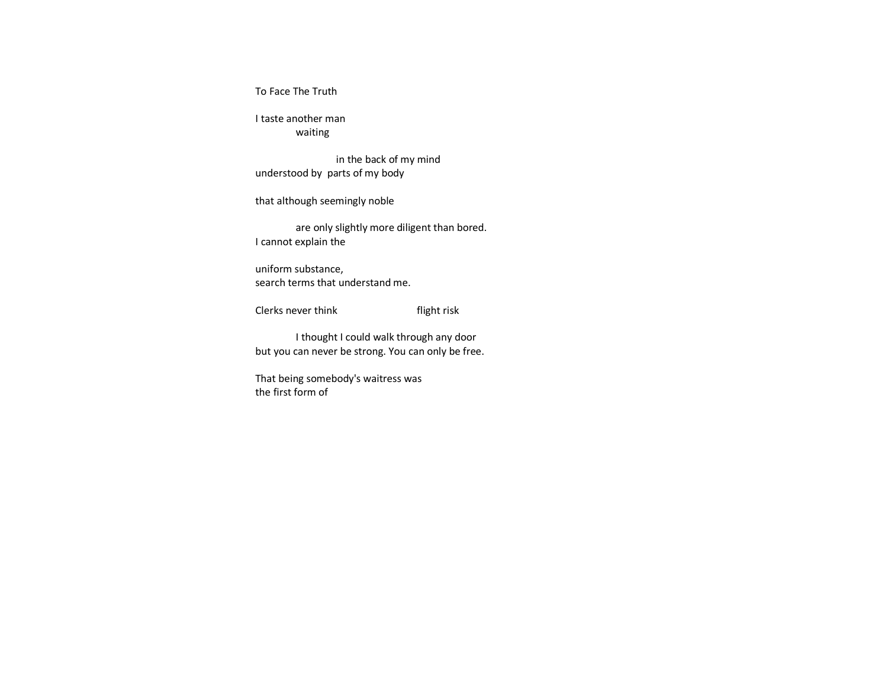To Face The Truth

I taste another man  
&nbsp;&nbsp;&nbsp;&nbsp;&nbsp;&nbsp;&nbsp;&nbsp;&nbsp;&nbsp;&nbsp;&nbsp;waiting

&nbsp;&nbsp;&nbsp;&nbsp;&nbsp;&nbsp;&nbsp;&nbsp;&nbsp;&nbsp;&nbsp;&nbsp;&nbsp;&nbsp;&nbsp;&nbsp;&nbsp;&nbsp;&nbsp;&nbsp;&nbsp;&nbsp;&nbsp;&nbsp;in the back of my mind  
understood by  parts of my body

that although seemingly noble

&nbsp;&nbsp;&nbsp;&nbsp;&nbsp;&nbsp;&nbsp;&nbsp;&nbsp;&nbsp;&nbsp;&nbsp;are only slightly more diligent than bored.  
I cannot explain the

uniform substance,  
search terms that understand me.

Clerks never think&nbsp;&nbsp;&nbsp;&nbsp;&nbsp;&nbsp;&nbsp;&nbsp;&nbsp;&nbsp;&nbsp;&nbsp;&nbsp;&nbsp;&nbsp;&nbsp;&nbsp;&nbsp;&nbsp;&nbsp;&nbsp;&nbsp;&nbsp;&nbsp;flight risk

&nbsp;&nbsp;&nbsp;&nbsp;&nbsp;&nbsp;&nbsp;&nbsp;&nbsp;&nbsp;&nbsp;&nbsp;I thought I could walk through any door  
but you can never be strong. You can only be free.

That being somebody's waitress was  
the first form of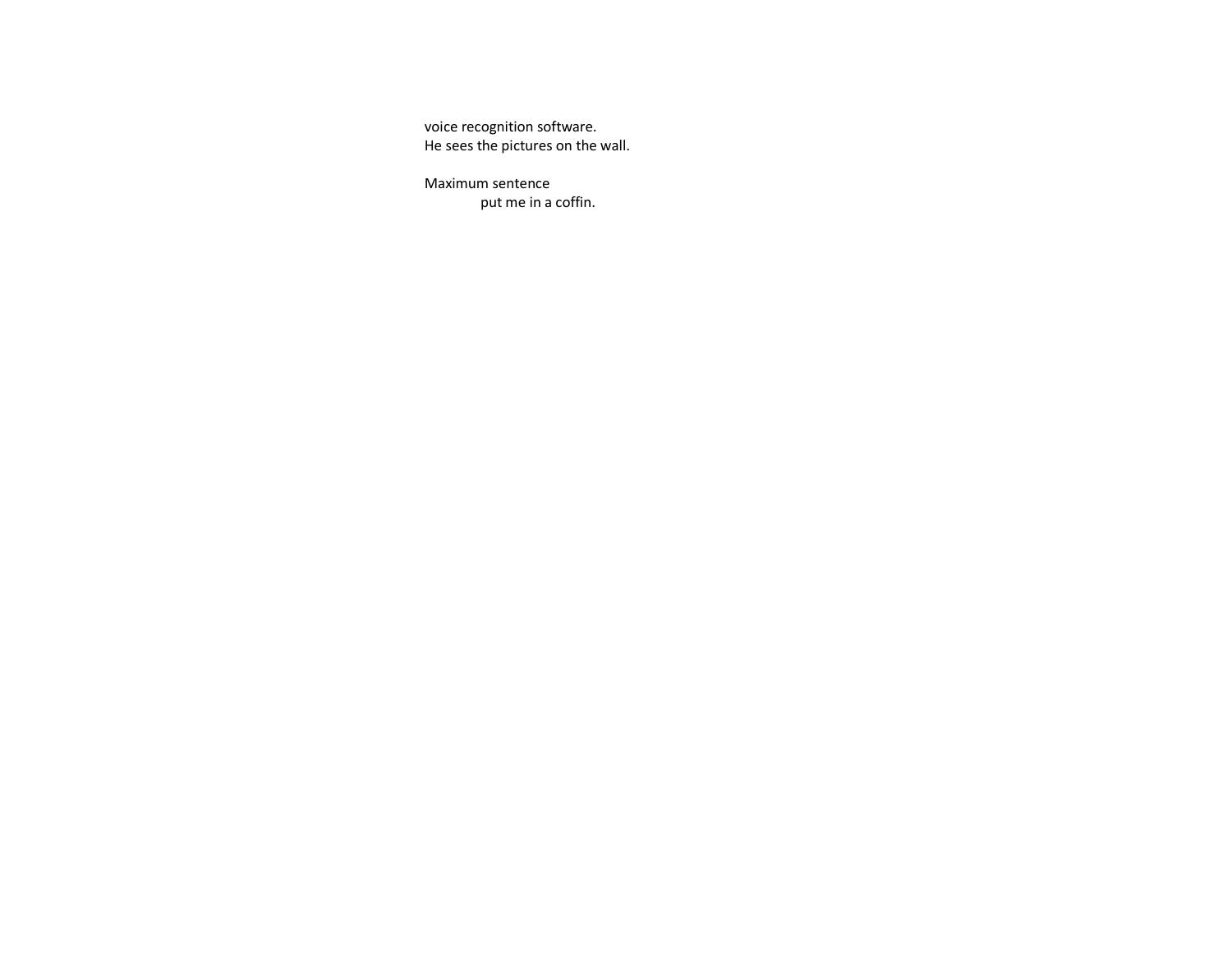voice recognition software.
He sees the pictures on the wall.

Maximum sentence
          put me in a coffin.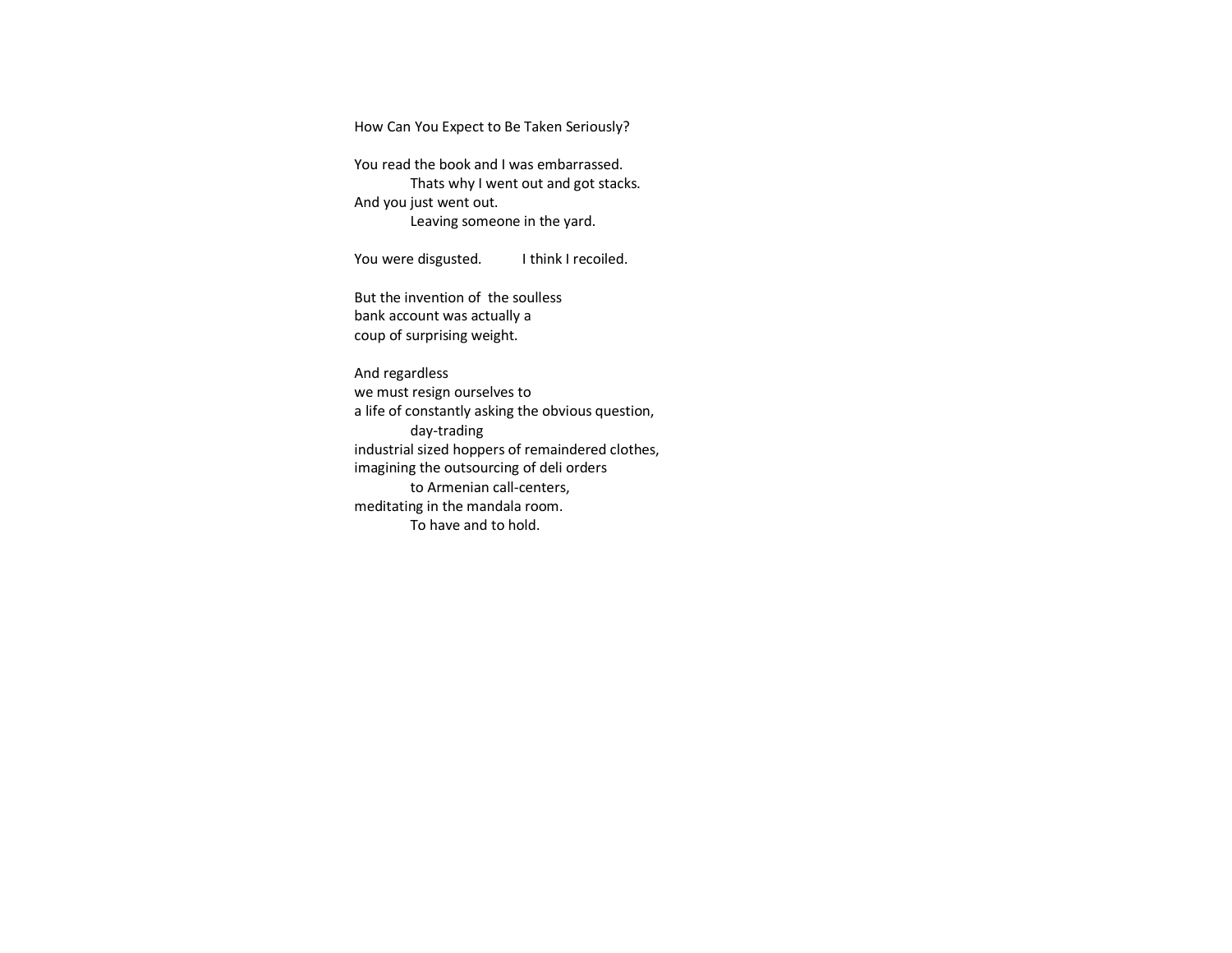## How Can You Expect to Be Taken Seriously?

You read the book and I was embarrassed.  
&nbsp;&nbsp;&nbsp;&nbsp;&nbsp;&nbsp;&nbsp;&nbsp;&nbsp;&nbsp;&nbsp;&nbsp;Thats why I went out and got stacks.  
And you just went out.  
&nbsp;&nbsp;&nbsp;&nbsp;&nbsp;&nbsp;&nbsp;&nbsp;&nbsp;&nbsp;&nbsp;&nbsp;Leaving someone in the yard.

You were disgusted.&nbsp;&nbsp;&nbsp;&nbsp;&nbsp;&nbsp;&nbsp;&nbsp;&nbsp;&nbsp;I think I recoiled.

But the invention of the soulless  
bank account was actually a  
coup of surprising weight.

And regardless  
we must resign ourselves to  
a life of constantly asking the obvious question,  
&nbsp;&nbsp;&nbsp;&nbsp;&nbsp;&nbsp;&nbsp;&nbsp;&nbsp;&nbsp;&nbsp;&nbsp;day-trading  
industrial sized hoppers of remaindered clothes,  
imagining the outsourcing of deli orders  
&nbsp;&nbsp;&nbsp;&nbsp;&nbsp;&nbsp;&nbsp;&nbsp;&nbsp;&nbsp;&nbsp;&nbsp;to Armenian call-centers,  
meditating in the mandala room.  
&nbsp;&nbsp;&nbsp;&nbsp;&nbsp;&nbsp;&nbsp;&nbsp;&nbsp;&nbsp;&nbsp;&nbsp;To have and to hold.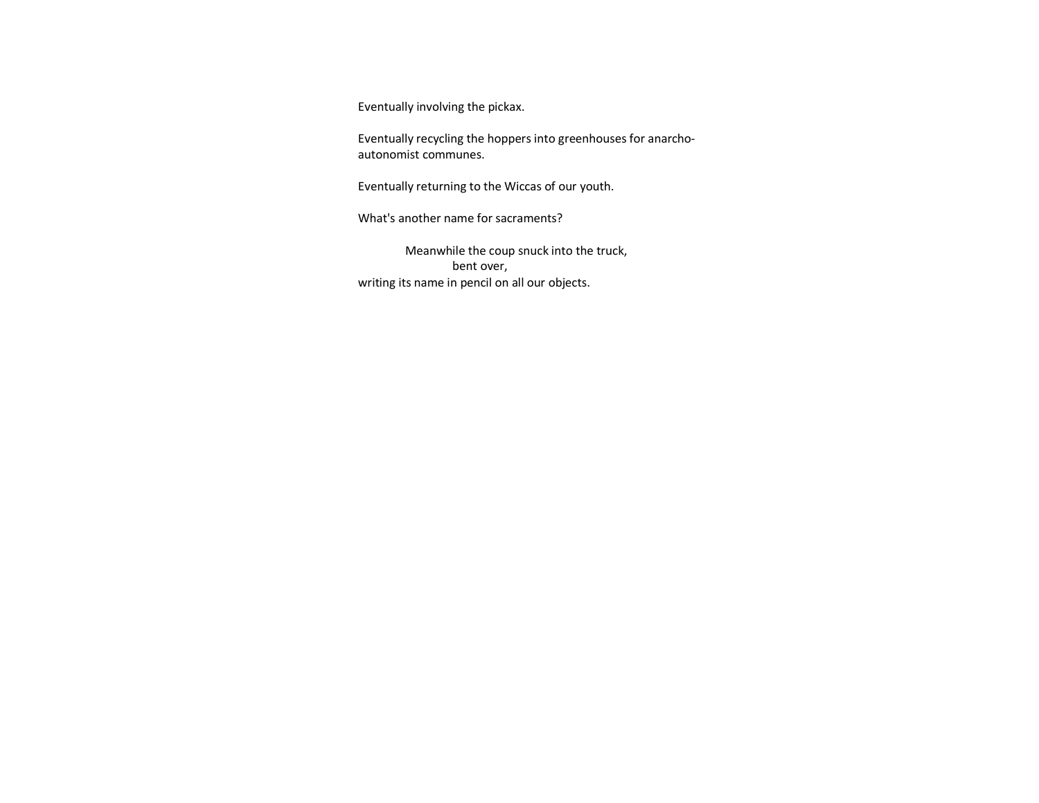Eventually involving the pickax.

Eventually recycling the hoppers into greenhouses for anarcho-autonomist communes.

Eventually returning to the Wiccas of our youth.

What's another name for sacraments?

&nbsp;&nbsp;&nbsp;&nbsp;&nbsp;&nbsp;&nbsp;&nbsp;&nbsp;&nbsp;&nbsp;&nbsp;Meanwhile the coup snuck into the truck,  
&nbsp;&nbsp;&nbsp;&nbsp;&nbsp;&nbsp;&nbsp;&nbsp;&nbsp;&nbsp;&nbsp;&nbsp;&nbsp;&nbsp;&nbsp;&nbsp;&nbsp;&nbsp;&nbsp;&nbsp;&nbsp;&nbsp;&nbsp;&nbsp;bent over,  
writing its name in pencil on all our objects.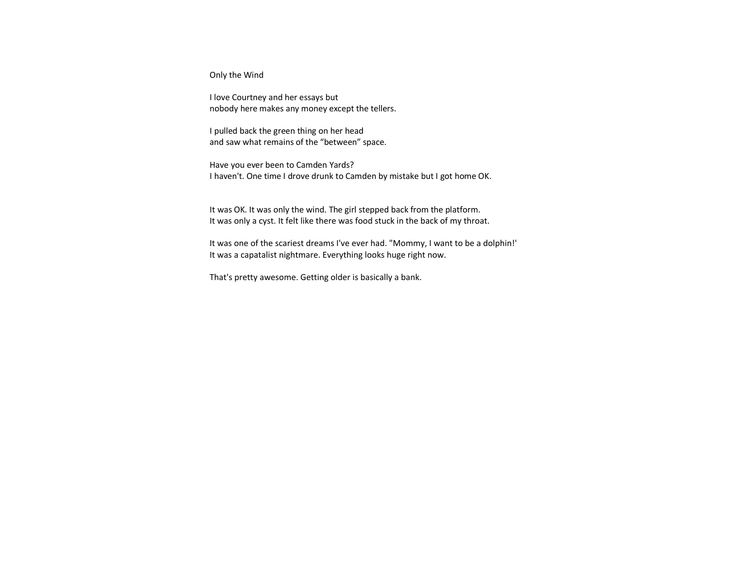Only the Wind

I love Courtney and her essays but
nobody here makes any money except the tellers.

I pulled back the green thing on her head
and saw what remains of the “between” space.

Have you ever been to Camden Yards?
I haven't. One time I drove drunk to Camden by mistake but I got home OK.

It was OK. It was only the wind. The girl stepped back from the platform.
It was only a cyst. It felt like there was food stuck in the back of my throat.

It was one of the scariest dreams I've ever had. "Mommy, I want to be a dolphin!'
It was a capatalist nightmare. Everything looks huge right now.

That's pretty awesome. Getting older is basically a bank.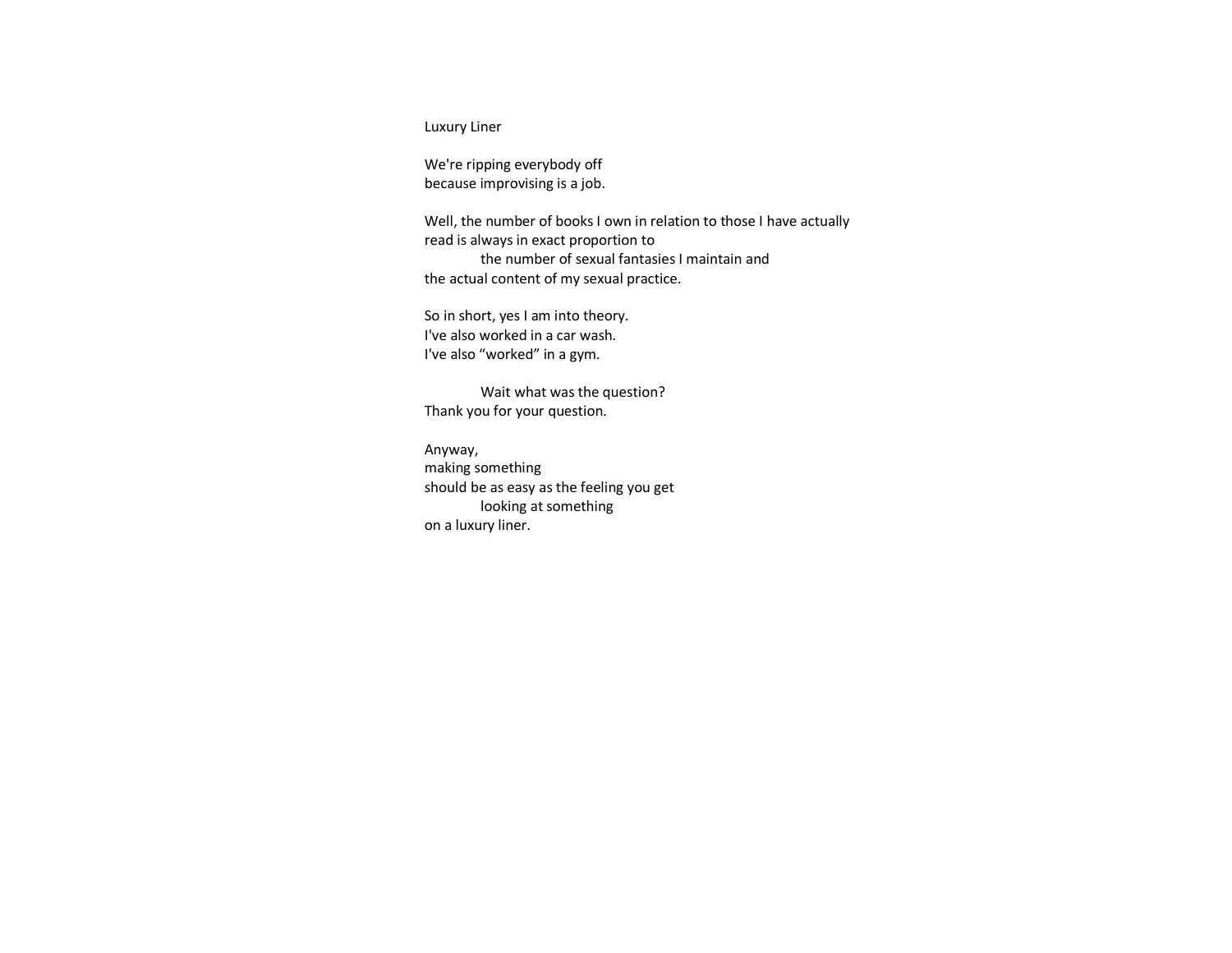## Luxury Liner

We're ripping everybody off  
because improvising is a job.

Well, the number of books I own in relation to those I have actually  
read is always in exact proportion to  
&emsp;&emsp;&emsp;&emsp;the number of sexual fantasies I maintain and  
the actual content of my sexual practice.

So in short, yes I am into theory.  
I've also worked in a car wash.  
I've also “worked” in a gym.

&emsp;&emsp;&emsp;&emsp;Wait what was the question?  
Thank you for your question.

Anyway,  
making something  
should be as easy as the feeling you get  
&emsp;&emsp;&emsp;&emsp;looking at something  
on a luxury liner.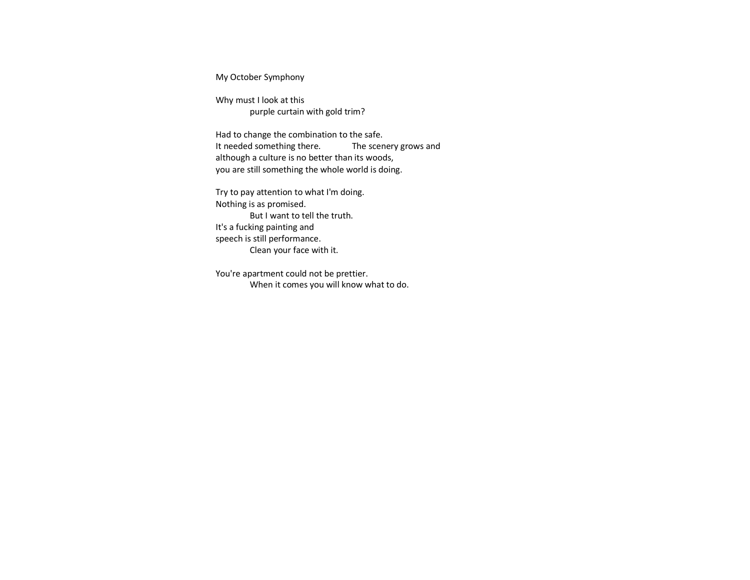# My October Symphony

Why must I look at this
            purple curtain with gold trim?

Had to change the combination to the safe.
It needed something there.            The scenery grows and
although a culture is no better than its woods,
you are still something the whole world is doing.

Try to pay attention to what I'm doing.
Nothing is as promised.
            But I want to tell the truth.
It's a fucking painting and
speech is still performance.
            Clean your face with it.

You're apartment could not be prettier.
            When it comes you will know what to do.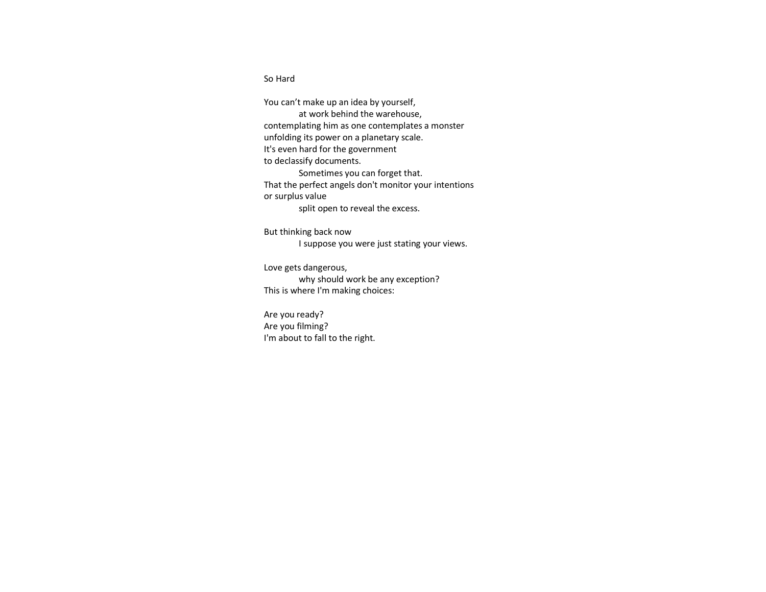## So Hard

You can't make up an idea by yourself,  
&nbsp;&nbsp;&nbsp;&nbsp;&nbsp;&nbsp;&nbsp;&nbsp;at work behind the warehouse,  
contemplating him as one contemplates a monster  
unfolding its power on a planetary scale.  
It's even hard for the government  
to declassify documents.  
&nbsp;&nbsp;&nbsp;&nbsp;&nbsp;&nbsp;&nbsp;&nbsp;Sometimes you can forget that.  
That the perfect angels don't monitor your intentions  
or surplus value  
&nbsp;&nbsp;&nbsp;&nbsp;&nbsp;&nbsp;&nbsp;&nbsp;split open to reveal the excess.

But thinking back now  
&nbsp;&nbsp;&nbsp;&nbsp;&nbsp;&nbsp;&nbsp;&nbsp;I suppose you were just stating your views.

Love gets dangerous,  
&nbsp;&nbsp;&nbsp;&nbsp;&nbsp;&nbsp;&nbsp;&nbsp;why should work be any exception?  
This is where I'm making choices:

Are you ready?  
Are you filming?  
I'm about to fall to the right.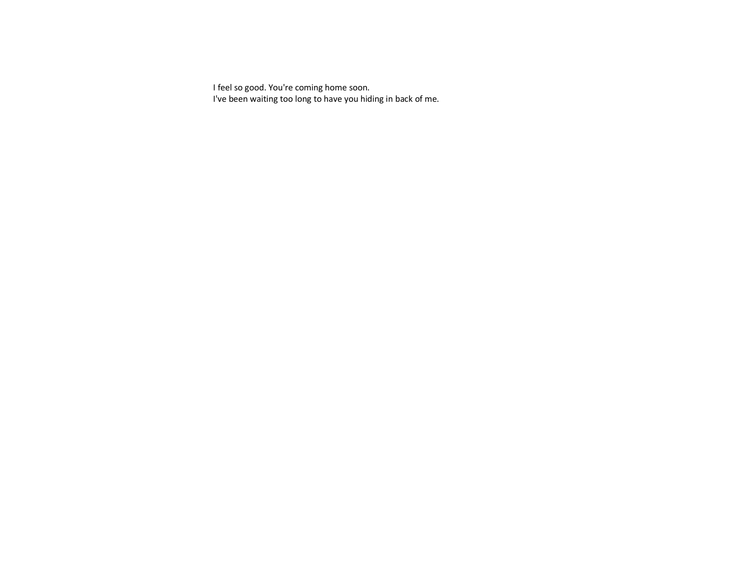I feel so good. You're coming home soon.
I've been waiting too long to have you hiding in back of me.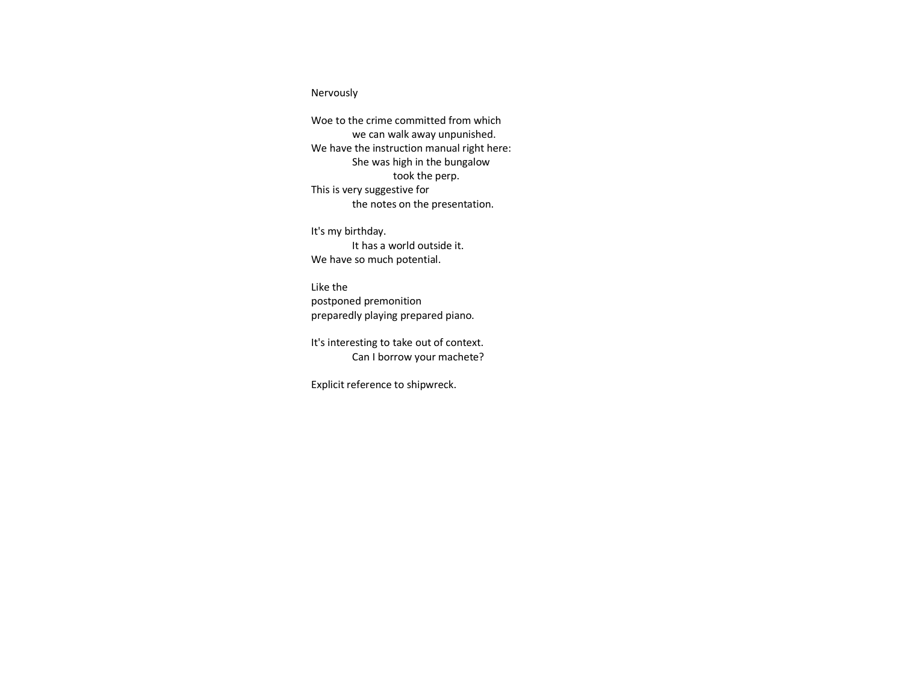Nervously

Woe to the crime committed from which
&emsp;&emsp;&emsp;&emsp;we can walk away unpunished.
We have the instruction manual right here:
&emsp;&emsp;&emsp;&emsp;She was high in the bungalow
&emsp;&emsp;&emsp;&emsp;&emsp;&emsp;&emsp;&emsp;took the perp.
This is very suggestive for
&emsp;&emsp;&emsp;&emsp;the notes on the presentation.

It's my birthday.
&emsp;&emsp;&emsp;&emsp;It has a world outside it.
We have so much potential.

Like the
postponed premonition
preparedly playing prepared piano.

It's interesting to take out of context.
&emsp;&emsp;&emsp;&emsp;Can I borrow your machete?

Explicit reference to shipwreck.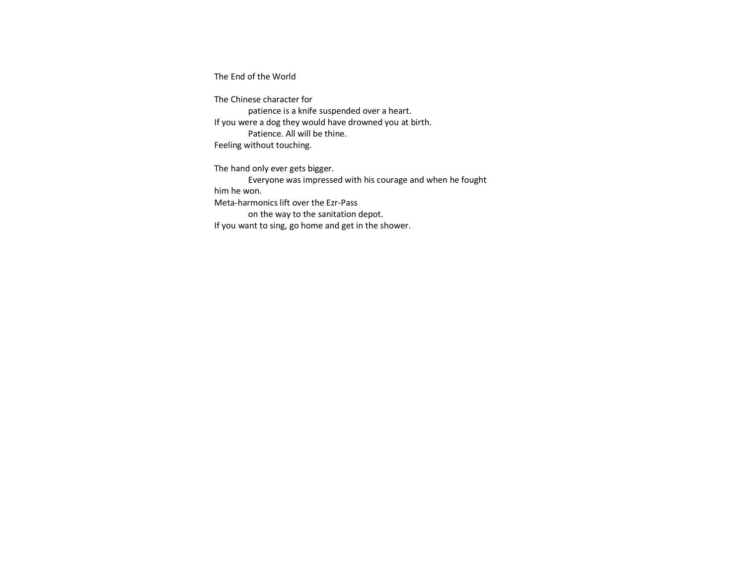# The End of the World

The Chinese character for
&emsp;&emsp;&emsp;&emsp;patience is a knife suspended over a heart.
If you were a dog they would have drowned you at birth.
&emsp;&emsp;&emsp;&emsp;Patience. All will be thine.
Feeling without touching.

The hand only ever gets bigger.
&emsp;&emsp;&emsp;&emsp;Everyone was impressed with his courage and when he fought
him he won.
Meta-harmonics lift over the Ezr-Pass
&emsp;&emsp;&emsp;&emsp;on the way to the sanitation depot.
If you want to sing, go home and get in the shower.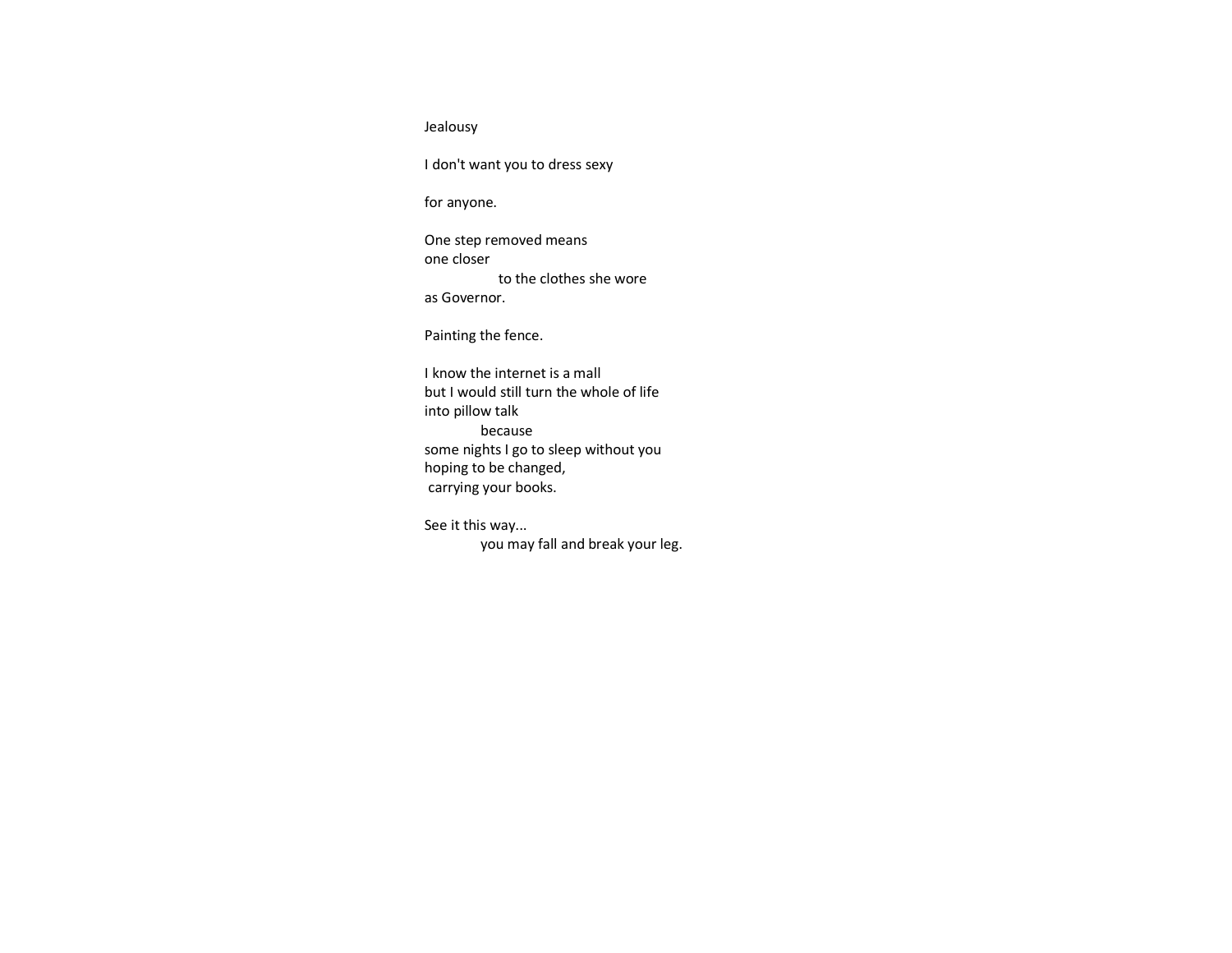# Jealousy

I don't want you to dress sexy

for anyone.

One step removed means  
one closer  
&nbsp;&nbsp;&nbsp;&nbsp;&nbsp;&nbsp;&nbsp;&nbsp;&nbsp;&nbsp;&nbsp;&nbsp;to the clothes she wore  
as Governor.

Painting the fence.

I know the internet is a mall  
but I would still turn the whole of life  
into pillow talk  
&nbsp;&nbsp;&nbsp;&nbsp;&nbsp;&nbsp;&nbsp;&nbsp;&nbsp;because  
some nights I go to sleep without you  
hoping to be changed,  
&nbsp;carrying your books.

See it this way...  
&nbsp;&nbsp;&nbsp;&nbsp;&nbsp;&nbsp;&nbsp;&nbsp;&nbsp;you may fall and break your leg.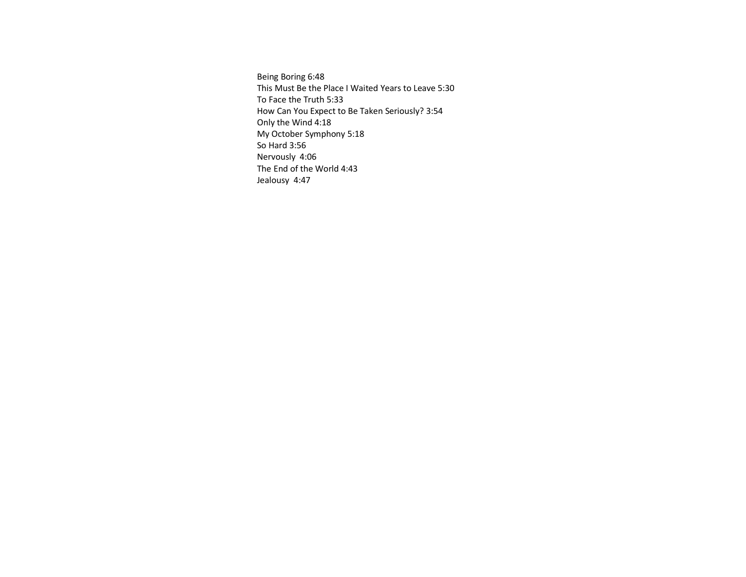Being Boring 6:48
This Must Be the Place I Waited Years to Leave 5:30
To Face the Truth 5:33
How Can You Expect to Be Taken Seriously? 3:54
Only the Wind 4:18
My October Symphony 5:18
So Hard 3:56
Nervously 4:06
The End of the World 4:43
Jealousy 4:47